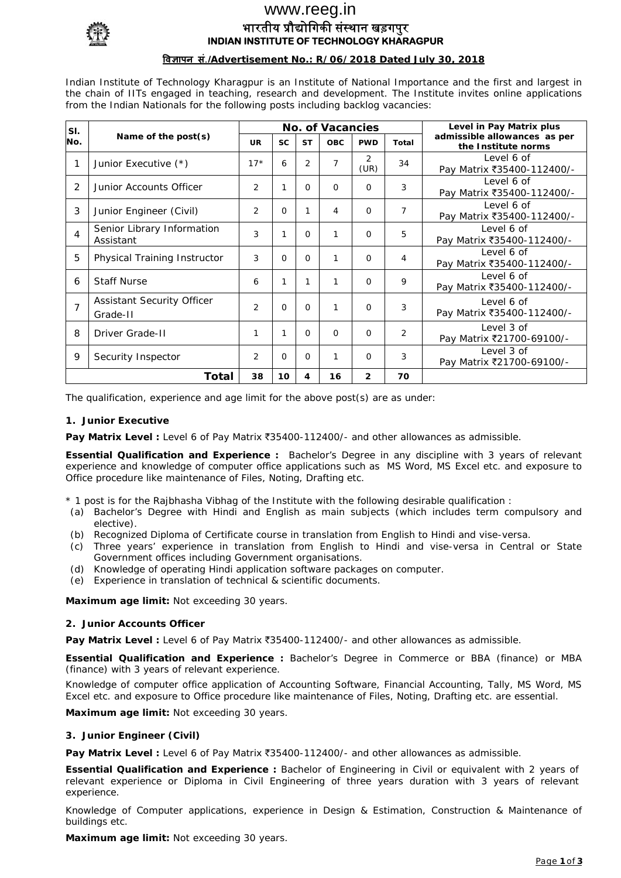www.reeg.in

# भारतीय प्रौद्योगिकी संस्थान खड़गपुर
# INDIAN INSTITUTE OF TECHNOLOGY KHARAGPUR

**विज्ञापन सं./Advertisement No.: R/06/2018 Dated July 30, 2018**

Indian Institute of Technology Kharagpur is an Institute of National Importance and the first and largest in the chain of IITs engaged in teaching, research and development. The Institute invites online applications from the Indian Nationals for the following posts including backlog vacancies:

| Sl. No. | Name of the post(s) | No. of Vacancies | | | | | | Level in Pay Matrix plus admissible allowances as per the Institute norms |
|---|---|---|---|---|---|---|---|---|
| | | UR | SC | ST | OBC | PWD | Total | |
| 1 | Junior Executive (*) | 17* | 6 | 2 | 7 | 2 (UR) | 34 | Level 6 of Pay Matrix ₹35400-112400/- |
| 2 | Junior Accounts Officer | 2 | 1 | 0 | 0 | 0 | 3 | Level 6 of Pay Matrix ₹35400-112400/- |
| 3 | Junior Engineer (Civil) | 2 | 0 | 1 | 4 | 0 | 7 | Level 6 of Pay Matrix ₹35400-112400/- |
| 4 | Senior Library Information Assistant | 3 | 1 | 0 | 1 | 0 | 5 | Level 6 of Pay Matrix ₹35400-112400/- |
| 5 | Physical Training Instructor | 3 | 0 | 0 | 1 | 0 | 4 | Level 6 of Pay Matrix ₹35400-112400/- |
| 6 | Staff Nurse | 6 | 1 | 1 | 1 | 0 | 9 | Level 6 of Pay Matrix ₹35400-112400/- |
| 7 | Assistant Security Officer Grade-II | 2 | 0 | 0 | 1 | 0 | 3 | Level 6 of Pay Matrix ₹35400-112400/- |
| 8 | Driver Grade-II | 1 | 1 | 0 | 0 | 0 | 2 | Level 3 of Pay Matrix ₹21700-69100/- |
| 9 | Security Inspector | 2 | 0 | 0 | 1 | 0 | 3 | Level 3 of Pay Matrix ₹21700-69100/- |
| | **Total** | **38** | **10** | **4** | **16** | **2** | **70** | |

The qualification, experience and age limit for the above post(s) are as under:

### 1. Junior Executive

**Pay Matrix Level :** Level 6 of Pay Matrix ₹35400-112400/- and other allowances as admissible.

**Essential Qualification and Experience :** Bachelor's Degree in any discipline with 3 years of relevant experience and knowledge of computer office applications such as MS Word, MS Excel etc. and exposure to Office procedure like maintenance of Files, Noting, Drafting etc.

\* 1 post is for the Rajbhasha Vibhag of the Institute with the following desirable qualification :

(a) Bachelor's Degree with Hindi and English as main subjects (which includes term compulsory and elective).
(b) Recognized Diploma of Certificate course in translation from English to Hindi and vise-versa.
(c) Three years' experience in translation from English to Hindi and vise-versa in Central or State Government offices including Government organisations.
(d) Knowledge of operating Hindi application software packages on computer.
(e) Experience in translation of technical & scientific documents.

**Maximum age limit:** Not exceeding 30 years.

### 2. Junior Accounts Officer

**Pay Matrix Level :** Level 6 of Pay Matrix ₹35400-112400/- and other allowances as admissible.

**Essential Qualification and Experience :** Bachelor's Degree in Commerce or BBA (finance) or MBA (finance) with 3 years of relevant experience.

Knowledge of computer office application of Accounting Software, Financial Accounting, Tally, MS Word, MS Excel etc. and exposure to Office procedure like maintenance of Files, Noting, Drafting etc. are essential.

**Maximum age limit:** Not exceeding 30 years.

### 3. Junior Engineer (Civil)

**Pay Matrix Level :** Level 6 of Pay Matrix ₹35400-112400/- and other allowances as admissible.

**Essential Qualification and Experience :** Bachelor of Engineering in Civil or equivalent with 2 years of relevant experience or Diploma in Civil Engineering of three years duration with 3 years of relevant experience.

Knowledge of Computer applications, experience in Design & Estimation, Construction & Maintenance of buildings etc.

**Maximum age limit:** Not exceeding 30 years.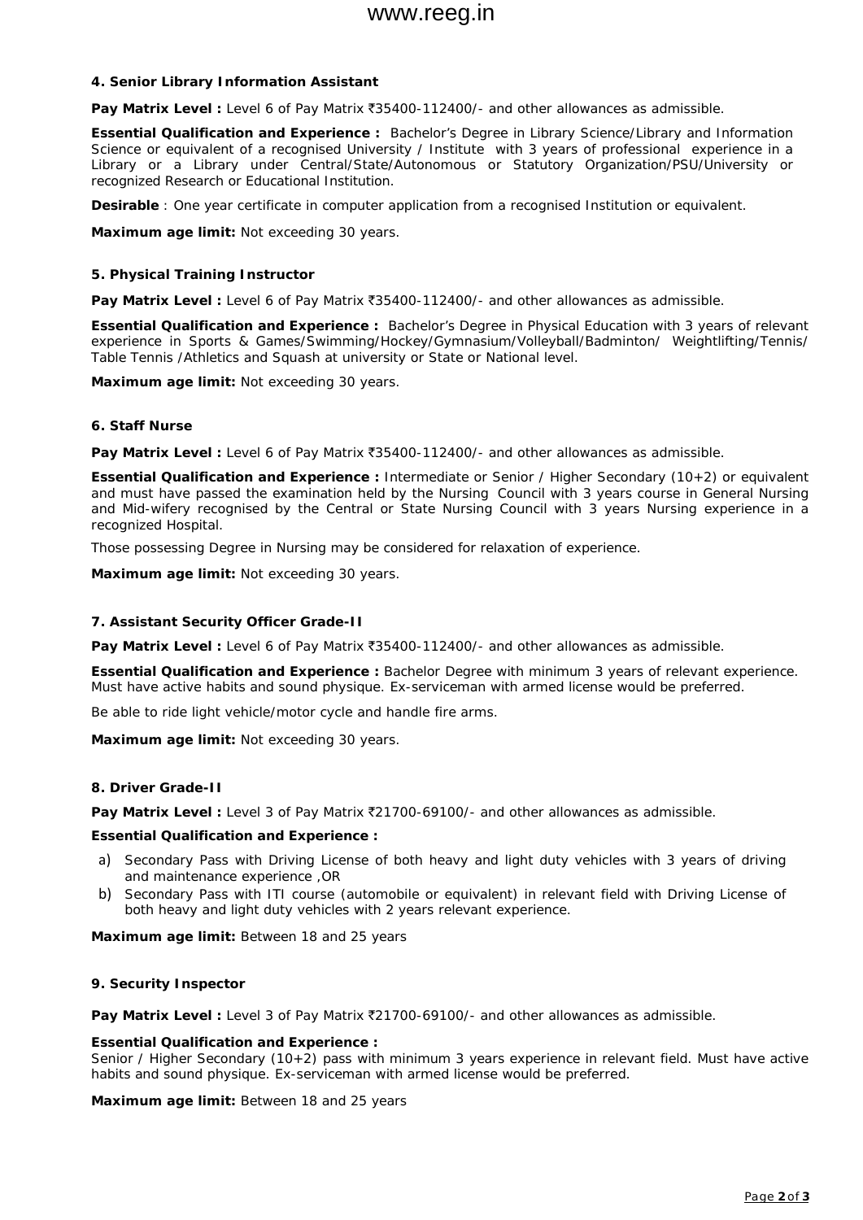#### 4. Senior Library Information Assistant

**Pay Matrix Level :** Level 6 of Pay Matrix ₹35400-112400/- and other allowances as admissible.

**Essential Qualification and Experience :** Bachelor's Degree in Library Science/Library and Information Science or equivalent of a recognised University / Institute with 3 years of professional experience in a Library or a Library under Central/State/Autonomous or Statutory Organization/PSU/University or recognized Research or Educational Institution.

**Desirable** : One year certificate in computer application from a recognised Institution or equivalent.

**Maximum age limit:** Not exceeding 30 years.

#### 5. Physical Training Instructor

**Pay Matrix Level :** Level 6 of Pay Matrix ₹35400-112400/- and other allowances as admissible.

**Essential Qualification and Experience :** Bachelor's Degree in Physical Education with 3 years of relevant experience in Sports & Games/Swimming/Hockey/Gymnasium/Volleyball/Badminton/ Weightlifting/Tennis/ Table Tennis /Athletics and Squash at university or State or National level.

**Maximum age limit:** Not exceeding 30 years.

#### 6. Staff Nurse

**Pay Matrix Level :** Level 6 of Pay Matrix ₹35400-112400/- and other allowances as admissible.

**Essential Qualification and Experience :** Intermediate or Senior / Higher Secondary (10+2) or equivalent and must have passed the examination held by the Nursing Council with 3 years course in General Nursing and Mid-wifery recognised by the Central or State Nursing Council with 3 years Nursing experience in a recognized Hospital.

Those possessing Degree in Nursing may be considered for relaxation of experience.

**Maximum age limit:** Not exceeding 30 years.

#### 7. Assistant Security Officer Grade-II

**Pay Matrix Level :** Level 6 of Pay Matrix ₹35400-112400/- and other allowances as admissible.

**Essential Qualification and Experience :** Bachelor Degree with minimum 3 years of relevant experience. Must have active habits and sound physique. Ex-serviceman with armed license would be preferred.

Be able to ride light vehicle/motor cycle and handle fire arms.

**Maximum age limit:** Not exceeding 30 years.

#### 8. Driver Grade-II

**Pay Matrix Level :** Level 3 of Pay Matrix ₹21700-69100/- and other allowances as admissible.

**Essential Qualification and Experience :**

a) Secondary Pass with Driving License of both heavy and light duty vehicles with 3 years of driving and maintenance experience ,OR
b) Secondary Pass with ITI course (automobile or equivalent) in relevant field with Driving License of both heavy and light duty vehicles with 2 years relevant experience.

**Maximum age limit:** Between 18 and 25 years

#### 9. Security Inspector

**Pay Matrix Level :** Level 3 of Pay Matrix ₹21700-69100/- and other allowances as admissible.

**Essential Qualification and Experience :**
Senior / Higher Secondary (10+2) pass with minimum 3 years experience in relevant field. Must have active habits and sound physique. Ex-serviceman with armed license would be preferred.

**Maximum age limit:** Between 18 and 25 years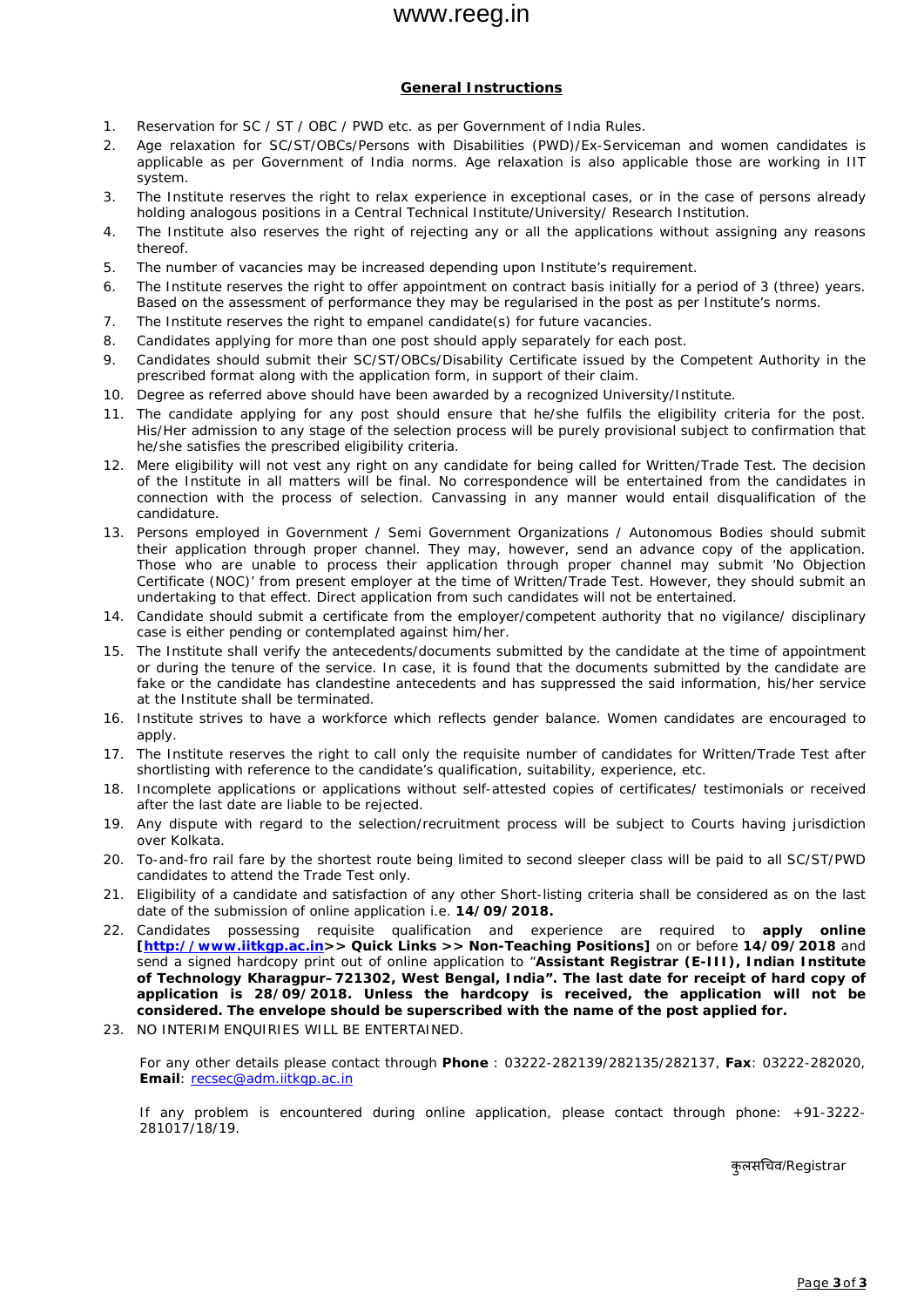## General Instructions

1. Reservation for SC / ST / OBC / PWD etc. as per Government of India Rules.
2. Age relaxation for SC/ST/OBCs/Persons with Disabilities (PWD)/Ex-Serviceman and women candidates is applicable as per Government of India norms. Age relaxation is also applicable those are working in IIT system.
3. The Institute reserves the right to relax experience in exceptional cases, or in the case of persons already holding analogous positions in a Central Technical Institute/University/ Research Institution.
4. The Institute also reserves the right of rejecting any or all the applications without assigning any reasons thereof.
5. The number of vacancies may be increased depending upon Institute's requirement.
6. The Institute reserves the right to offer appointment on contract basis initially for a period of 3 (three) years. Based on the assessment of performance they may be regularised in the post as per Institute's norms.
7. The Institute reserves the right to empanel candidate(s) for future vacancies.
8. Candidates applying for more than one post should apply separately for each post.
9. Candidates should submit their SC/ST/OBCs/Disability Certificate issued by the Competent Authority in the prescribed format along with the application form, in support of their claim.
10. Degree as referred above should have been awarded by a recognized University/Institute.
11. The candidate applying for any post should ensure that he/she fulfils the eligibility criteria for the post. His/Her admission to any stage of the selection process will be purely provisional subject to confirmation that he/she satisfies the prescribed eligibility criteria.
12. Mere eligibility will not vest any right on any candidate for being called for Written/Trade Test. The decision of the Institute in all matters will be final. No correspondence will be entertained from the candidates in connection with the process of selection. Canvassing in any manner would entail disqualification of the candidature.
13. Persons employed in Government / Semi Government Organizations / Autonomous Bodies should submit their application through proper channel. They may, however, send an advance copy of the application. Those who are unable to process their application through proper channel may submit 'No Objection Certificate (NOC)' from present employer at the time of Written/Trade Test. However, they should submit an undertaking to that effect. Direct application from such candidates will not be entertained.
14. Candidate should submit a certificate from the employer/competent authority that no vigilance/ disciplinary case is either pending or contemplated against him/her.
15. The Institute shall verify the antecedents/documents submitted by the candidate at the time of appointment or during the tenure of the service. In case, it is found that the documents submitted by the candidate are fake or the candidate has clandestine antecedents and has suppressed the said information, his/her service at the Institute shall be terminated.
16. Institute strives to have a workforce which reflects gender balance. Women candidates are encouraged to apply.
17. The Institute reserves the right to call only the requisite number of candidates for Written/Trade Test after shortlisting with reference to the candidate's qualification, suitability, experience, etc.
18. Incomplete applications or applications without self-attested copies of certificates/ testimonials or received after the last date are liable to be rejected.
19. Any dispute with regard to the selection/recruitment process will be subject to Courts having jurisdiction over Kolkata.
20. To-and-fro rail fare by the shortest route being limited to second sleeper class will be paid to all SC/ST/PWD candidates to attend the Trade Test only.
21. Eligibility of a candidate and satisfaction of any other Short-listing criteria shall be considered as on the last date of the submission of online application i.e. **14/09/2018.**
22. Candidates possessing requisite qualification and experience are required to **apply online [http://www.iitkgp.ac.in>> Quick Links >> Non-Teaching Positions]** on or before **14/09/2018** and send a signed hardcopy print out of online application to "**Assistant Registrar (E-III), Indian Institute of Technology Kharagpur–721302, West Bengal, India". The last date for receipt of hard copy of application is 28/09/2018. Unless the hardcopy is received, the application will not be considered. The envelope should be superscribed with the name of the post applied for.**
23. NO INTERIM ENQUIRIES WILL BE ENTERTAINED.

For any other details please contact through **Phone** : 03222-282139/282135/282137, **Fax**: 03222-282020, **Email**: recsec@adm.iitkgp.ac.in

If any problem is encountered during online application, please contact through phone: +91-3222-281017/18/19.

कुलसचिव/Registrar